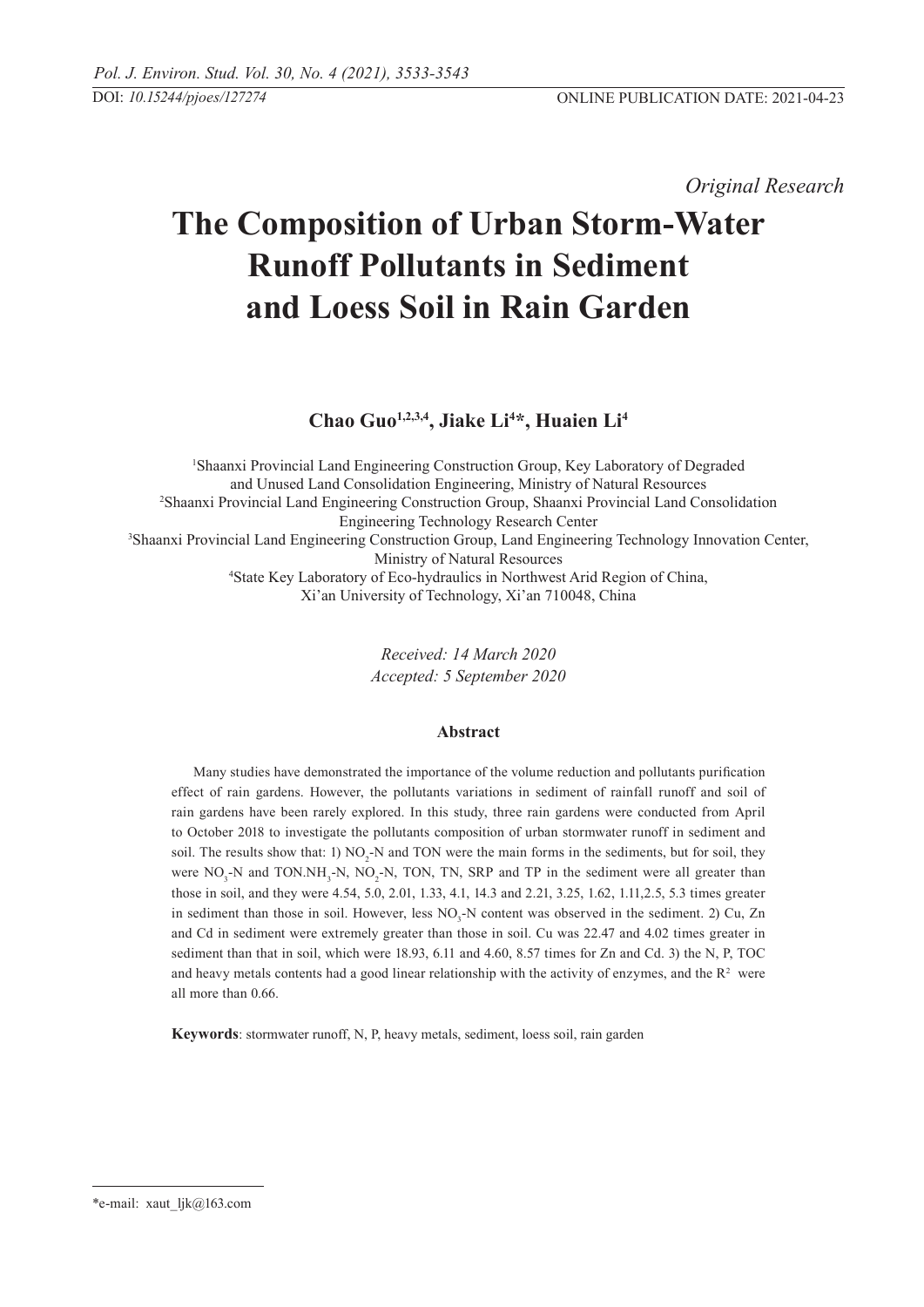*Original Research*

# The Composition of Urban Storm-Water Runoff Pollutants in Sediment and Loess Soil in Rain Garden

**Chao Guo[1,2,3,4], Jiake Li[4]*, Huaien Li[4]**

[1]Shaanxi Provincial Land Engineering Construction Group, Key Laboratory of Degraded and Unused Land Consolidation Engineering, Ministry of Natural Resources
[2]Shaanxi Provincial Land Engineering Construction Group, Shaanxi Provincial Land Consolidation Engineering Technology Research Center
[3]Shaanxi Provincial Land Engineering Construction Group, Land Engineering Technology Innovation Center, Ministry of Natural Resources
[4]State Key Laboratory of Eco-hydraulics in Northwest Arid Region of China, Xi'an University of Technology, Xi'an 710048, China

*Received: 14 March 2020*
*Accepted: 5 September 2020*

## Abstract

Many studies have demonstrated the importance of the volume reduction and pollutants purification effect of rain gardens. However, the pollutants variations in sediment of rainfall runoff and soil of rain gardens have been rarely explored. In this study, three rain gardens were conducted from April to October 2018 to investigate the pollutants composition of urban stormwater runoff in sediment and soil. The results show that: 1) $NO_2$-N and TON were the main forms in the sediments, but for soil, they were $NO_3$-N and TON.$NH_3$-N, $NO_2$-N, TON, TN, SRP and TP in the sediment were all greater than those in soil, and they were 4.54, 5.0, 2.01, 1.33, 4.1, 14.3 and 2.21, 3.25, 1.62, 1.11,2.5, 5.3 times greater in sediment than those in soil. However, less $NO_3$-N content was observed in the sediment. 2) Cu, Zn and Cd in sediment were extremely greater than those in soil. Cu was 22.47 and 4.02 times greater in sediment than that in soil, which were 18.93, 6.11 and 4.60, 8.57 times for Zn and Cd. 3) the N, P, TOC and heavy metals contents had a good linear relationship with the activity of enzymes, and the $R^2$ were all more than 0.66.

**Keywords**: stormwater runoff, N, P, heavy metals, sediment, loess soil, rain garden

*e-mail: xaut_ljk@163.com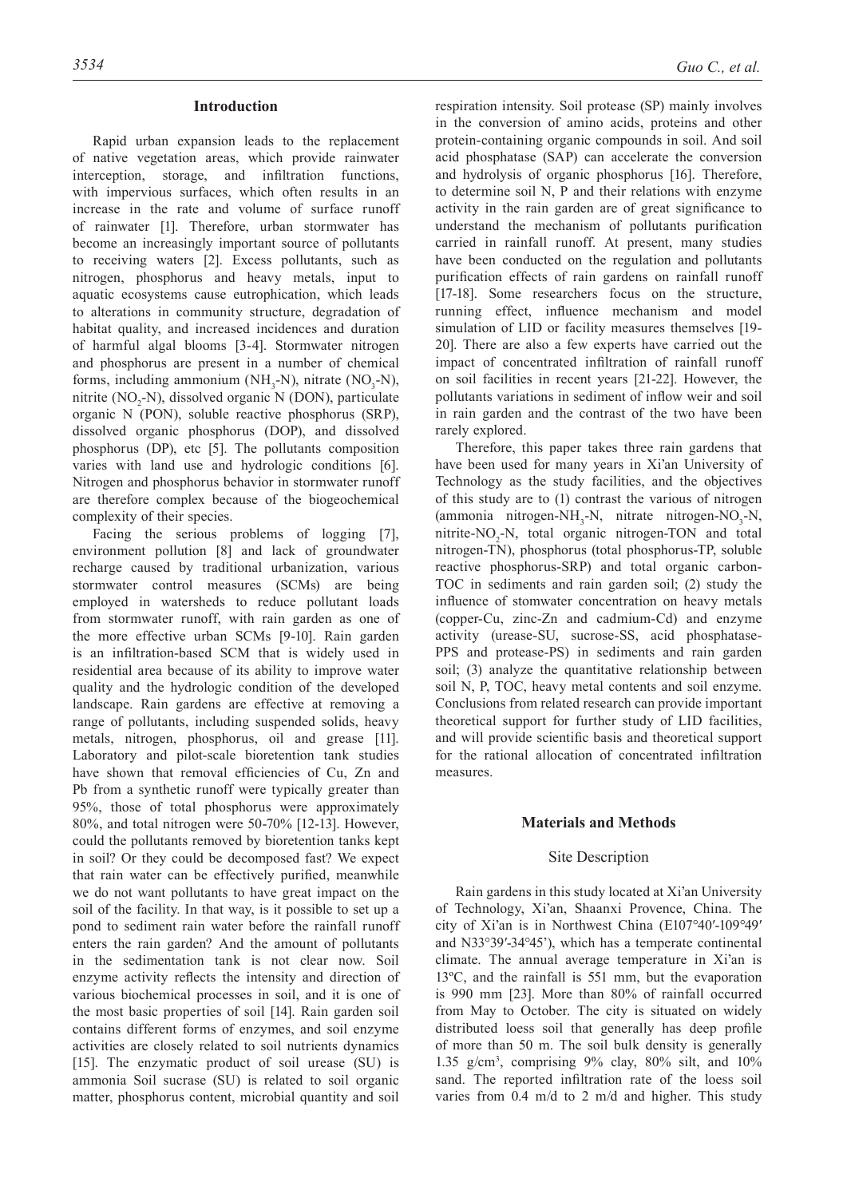## Introduction

Rapid urban expansion leads to the replacement of native vegetation areas, which provide rainwater interception, storage, and infiltration functions, with impervious surfaces, which often results in an increase in the rate and volume of surface runoff of rainwater [1]. Therefore, urban stormwater has become an increasingly important source of pollutants to receiving waters [2]. Excess pollutants, such as nitrogen, phosphorus and heavy metals, input to aquatic ecosystems cause eutrophication, which leads to alterations in community structure, degradation of habitat quality, and increased incidences and duration of harmful algal blooms [3-4]. Stormwater nitrogen and phosphorus are present in a number of chemical forms, including ammonium ($NH_3$-N), nitrate ($NO_3$-N), nitrite ($NO_2$-N), dissolved organic N (DON), particulate organic N (PON), soluble reactive phosphorus (SRP), dissolved organic phosphorus (DOP), and dissolved phosphorus (DP), etc [5]. The pollutants composition varies with land use and hydrologic conditions [6]. Nitrogen and phosphorus behavior in stormwater runoff are therefore complex because of the biogeochemical complexity of their species.

Facing the serious problems of logging [7], environment pollution [8] and lack of groundwater recharge caused by traditional urbanization, various stormwater control measures (SCMs) are being employed in watersheds to reduce pollutant loads from stormwater runoff, with rain garden as one of the more effective urban SCMs [9-10]. Rain garden is an infiltration-based SCM that is widely used in residential area because of its ability to improve water quality and the hydrologic condition of the developed landscape. Rain gardens are effective at removing a range of pollutants, including suspended solids, heavy metals, nitrogen, phosphorus, oil and grease [11]. Laboratory and pilot-scale bioretention tank studies have shown that removal efficiencies of Cu, Zn and Pb from a synthetic runoff were typically greater than 95%, those of total phosphorus were approximately 80%, and total nitrogen were 50-70% [12-13]. However, could the pollutants removed by bioretention tanks kept in soil? Or they could be decomposed fast? We expect that rain water can be effectively purified, meanwhile we do not want pollutants to have great impact on the soil of the facility. In that way, is it possible to set up a pond to sediment rain water before the rainfall runoff enters the rain garden? And the amount of pollutants in the sedimentation tank is not clear now. Soil enzyme activity reflects the intensity and direction of various biochemical processes in soil, and it is one of the most basic properties of soil [14]. Rain garden soil contains different forms of enzymes, and soil enzyme activities are closely related to soil nutrients dynamics [15]. The enzymatic product of soil urease (SU) is ammonia Soil sucrase (SU) is related to soil organic matter, phosphorus content, microbial quantity and soil respiration intensity. Soil protease (SP) mainly involves in the conversion of amino acids, proteins and other protein-containing organic compounds in soil. And soil acid phosphatase (SAP) can accelerate the conversion and hydrolysis of organic phosphorus [16]. Therefore, to determine soil N, P and their relations with enzyme activity in the rain garden are of great significance to understand the mechanism of pollutants purification carried in rainfall runoff. At present, many studies have been conducted on the regulation and pollutants purification effects of rain gardens on rainfall runoff [17-18]. Some researchers focus on the structure, running effect, influence mechanism and model simulation of LID or facility measures themselves [19-20]. There are also a few experts have carried out the impact of concentrated infiltration of rainfall runoff on soil facilities in recent years [21-22]. However, the pollutants variations in sediment of inflow weir and soil in rain garden and the contrast of the two have been rarely explored.

Therefore, this paper takes three rain gardens that have been used for many years in Xi'an University of Technology as the study facilities, and the objectives of this study are to (1) contrast the various of nitrogen (ammonia nitrogen-$NH_3$-N, nitrate nitrogen-$NO_3$-N, nitrite-$NO_2$-N, total organic nitrogen-TON and total nitrogen-TN), phosphorus (total phosphorus-TP, soluble reactive phosphorus-SRP) and total organic carbon-TOC in sediments and rain garden soil; (2) study the influence of stomwater concentration on heavy metals (copper-Cu, zinc-Zn and cadmium-Cd) and enzyme activity (urease-SU, sucrose-SS, acid phosphatase-PPS and protease-PS) in sediments and rain garden soil; (3) analyze the quantitative relationship between soil N, P, TOC, heavy metal contents and soil enzyme. Conclusions from related research can provide important theoretical support for further study of LID facilities, and will provide scientific basis and theoretical support for the rational allocation of concentrated infiltration measures.

## Materials and Methods

### Site Description

Rain gardens in this study located at Xi'an University of Technology, Xi'an, Shaanxi Provence, China. The city of Xi'an is in Northwest China (E107°40′-109°49′ and N33°39′-34°45'), which has a temperate continental climate. The annual average temperature in Xi'an is 13ºC, and the rainfall is 551 mm, but the evaporation is 990 mm [23]. More than 80% of rainfall occurred from May to October. The city is situated on widely distributed loess soil that generally has deep profile of more than 50 m. The soil bulk density is generally 1.35 g/cm$^3$, comprising 9% clay, 80% silt, and 10% sand. The reported infiltration rate of the loess soil varies from 0.4 m/d to 2 m/d and higher. This study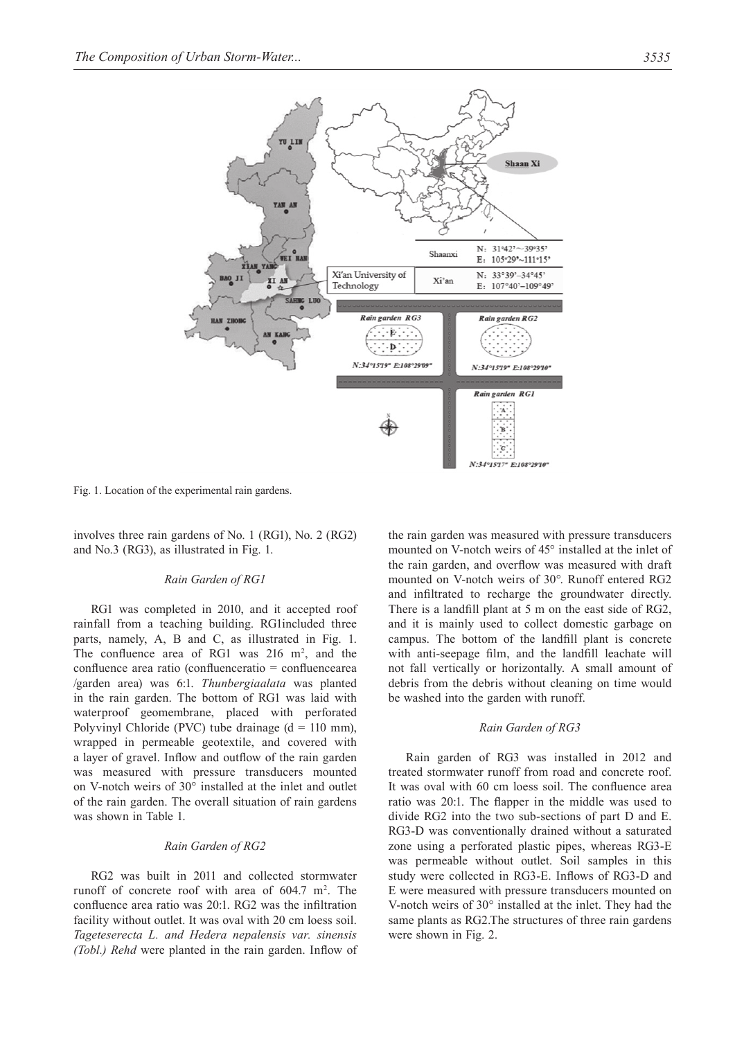Fig. 1. Location of the experimental rain gardens.

involves three rain gardens of No. 1 (RG1), No. 2 (RG2) and No.3 (RG3), as illustrated in Fig. 1.

### *Rain Garden of RG1*

RG1 was completed in 2010, and it accepted roof rainfall from a teaching building. RG1included three parts, namely, A, B and C, as illustrated in Fig. 1. The confluence area of RG1 was 216 m$^2$, and the confluence area ratio (confluenceratio = confluencearea /garden area) was 6:1. *Thunbergiaalata* was planted in the rain garden. The bottom of RG1 was laid with waterproof geomembrane, placed with perforated Polyvinyl Chloride (PVC) tube drainage (d = 110 mm), wrapped in permeable geotextile, and covered with a layer of gravel. Inflow and outflow of the rain garden was measured with pressure transducers mounted on V-notch weirs of 30° installed at the inlet and outlet of the rain garden. The overall situation of rain gardens was shown in Table 1.

### *Rain Garden of RG2*

RG2 was built in 2011 and collected stormwater runoff of concrete roof with area of 604.7 m$^2$. The confluence area ratio was 20:1. RG2 was the infiltration facility without outlet. It was oval with 20 cm loess soil. *Tageteserecta L. and Hedera nepalensis var. sinensis (Tobl.) Rehd* were planted in the rain garden. Inflow of the rain garden was measured with pressure transducers mounted on V-notch weirs of 45° installed at the inlet of the rain garden, and overflow was measured with draft mounted on V-notch weirs of 30°. Runoff entered RG2 and infiltrated to recharge the groundwater directly. There is a landfill plant at 5 m on the east side of RG2, and it is mainly used to collect domestic garbage on campus. The bottom of the landfill plant is concrete with anti-seepage film, and the landfill leachate will not fall vertically or horizontally. A small amount of debris from the debris without cleaning on time would be washed into the garden with runoff.

### *Rain Garden of RG3*

Rain garden of RG3 was installed in 2012 and treated stormwater runoff from road and concrete roof. It was oval with 60 cm loess soil. The confluence area ratio was 20:1. The flapper in the middle was used to divide RG2 into the two sub-sections of part D and E. RG3-D was conventionally drained without a saturated zone using a perforated plastic pipes, whereas RG3-E was permeable without outlet. Soil samples in this study were collected in RG3-E. Inflows of RG3-D and E were measured with pressure transducers mounted on V-notch weirs of 30° installed at the inlet. They had the same plants as RG2.The structures of three rain gardens were shown in Fig. 2.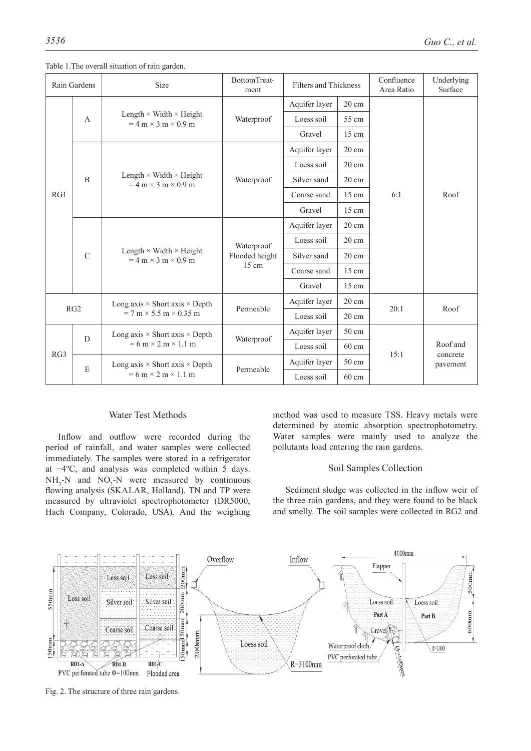Table 1.The overall situation of rain garden.

| Rain Gardens | | Size | BottomTreatment | Filters and Thickness | | Confluence Area Ratio | Underlying Surface |
|---|---|---|---|---|---|---|---|
| RG1 | A | Length × Width × Height = 4 m × 3 m × 0.9 m | Waterproof | Aquifer layer | 20 cm | 6:1 | Roof |
| | | | | Loess soil | 55 cm | | |
| | | | | Gravel | 15 cm | | |
| | B | Length × Width × Height = 4 m × 3 m × 0.9 m | Waterproof | Aquifer layer | 20 cm | | |
| | | | | Loess soil | 20 cm | | |
| | | | | Silver sand | 20 cm | | |
| | | | | Coarse sand | 15 cm | | |
| | | | | Gravel | 15 cm | | |
| | C | Length × Width × Height = 4 m × 3 m × 0.9 m | Waterproof Flooded height 15 cm | Aquifer layer | 20 cm | | |
| | | | | Loess soil | 20 cm | | |
| | | | | Silver sand | 20 cm | | |
| | | | | Coarse sand | 15 cm | | |
| | | | | Gravel | 15 cm | | |
| RG2 | | Long axis × Short axis × Depth = 7 m × 5.5 m × 0.35 m | Permeable | Aquifer layer | 20 cm | 20:1 | Roof |
| | | | | Loess soil | 20 cm | | |
| RG3 | D | Long axis × Short axis × Depth = 6 m × 2 m × 1.1 m | Waterproof | Aquifer layer | 50 cm | 15:1 | Roof and concrete pavement |
| | | | | Loess soil | 60 cm | | |
| | E | Long axis × Short axis × Depth = 6 m × 2 m × 1.1 m | Permeable | Aquifer layer | 50 cm | | |
| | | | | Loess soil | 60 cm | | |

### Water Test Methods

Inflow and outflow were recorded during the period of rainfall, and water samples were collected immediately. The samples were stored in a refrigerator at −4ºC, and analysis was completed within 5 days. $NH_3$-N and $NO_3$-N were measured by continuous flowing analysis (SKALAR, Holland). TN and TP were measured by ultraviolet spectrophotometer (DR5000, Hach Company, Colorado, USA). And the weighing method was used to measure TSS. Heavy metals were determined by atomic absorption spectrophotometry. Water samples were mainly used to analyze the pollutants load entering the rain gardens.

### Soil Samples Collection

Sediment sludge was collected in the inflow weir of the three rain gardens, and they were found to be black and smelly. The soil samples were collected in RG2 and

Fig. 2. The structure of three rain gardens.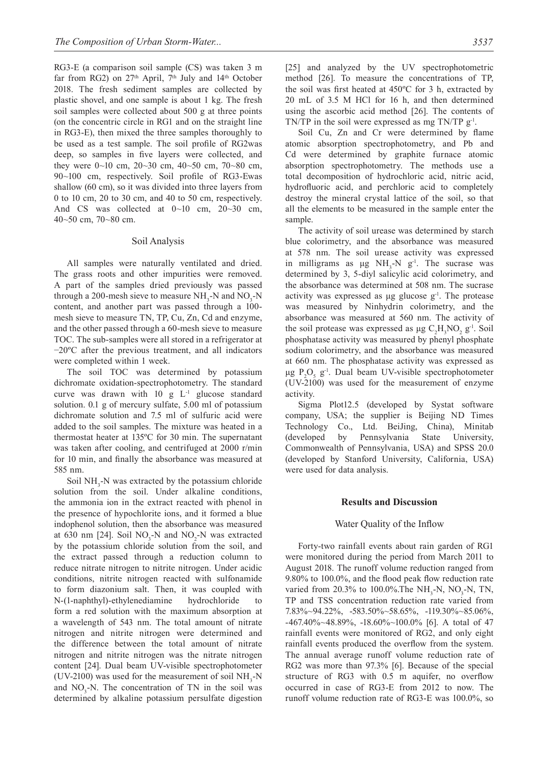RG3-E (a comparison soil sample (CS) was taken 3 m far from RG2) on 27th April, 7th July and 14th October 2018. The fresh sediment samples are collected by plastic shovel, and one sample is about 1 kg. The fresh soil samples were collected about 500 g at three points (on the concentric circle in RG1 and on the straight line in RG3-E), then mixed the three samples thoroughly to be used as a test sample. The soil profile of RG2was deep, so samples in five layers were collected, and they were 0~10 cm, 20~30 cm, 40~50 cm, 70~80 cm, 90~100 cm, respectively. Soil profile of RG3-Ewas shallow (60 cm), so it was divided into three layers from 0 to 10 cm, 20 to 30 cm, and 40 to 50 cm, respectively. And CS was collected at 0~10 cm, 20~30 cm, 40~50 cm, 70~80 cm.

### Soil Analysis

All samples were naturally ventilated and dried. The grass roots and other impurities were removed. A part of the samples dried previously was passed through a 200-mesh sieve to measure $NH_3$-N and $NO_3$-N content, and another part was passed through a 100-mesh sieve to measure TN, TP, Cu, Zn, Cd and enzyme, and the other passed through a 60-mesh sieve to measure TOC. The sub-samples were all stored in a refrigerator at −20ºC after the previous treatment, and all indicators were completed within 1 week.

The soil TOC was determined by potassium dichromate oxidation-spectrophotometry. The standard curve was drawn with 10 g $L^{-1}$ glucose standard solution. 0.1 g of mercury sulfate, 5.00 ml of potassium dichromate solution and 7.5 ml of sulfuric acid were added to the soil samples. The mixture was heated in a thermostat heater at 135ºC for 30 min. The supernatant was taken after cooling, and centrifuged at 2000 r/min for 10 min, and finally the absorbance was measured at 585 nm.

Soil $NH_3$-N was extracted by the potassium chloride solution from the soil. Under alkaline conditions, the ammonia ion in the extract reacted with phenol in the presence of hypochlorite ions, and it formed a blue indophenol solution, then the absorbance was measured at 630 nm [24]. Soil $NO_3$-N and $NO_2$-N was extracted by the potassium chloride solution from the soil, and the extract passed through a reduction column to reduce nitrate nitrogen to nitrite nitrogen. Under acidic conditions, nitrite nitrogen reacted with sulfonamide to form diazonium salt. Then, it was coupled with N-(1-naphthyl)-ethylenediamine hydrochloride to form a red solution with the maximum absorption at a wavelength of 543 nm. The total amount of nitrate nitrogen and nitrite nitrogen were determined and the difference between the total amount of nitrate nitrogen and nitrite nitrogen was the nitrate nitrogen content [24]. Dual beam UV-visible spectrophotometer (UV-2100) was used for the measurement of soil $NH_3$-N and $NO_3$-N. The concentration of TN in the soil was determined by alkaline potassium persulfate digestion [25] and analyzed by the UV spectrophotometric method [26]. To measure the concentrations of TP, the soil was first heated at 450ºC for 3 h, extracted by 20 mL of 3.5 M HCl for 16 h, and then determined using the ascorbic acid method [26]. The contents of TN/TP in the soil were expressed as mg TN/TP $g^{-1}$.

Soil Cu, Zn and Cr were determined by flame atomic absorption spectrophotometry, and Pb and Cd were determined by graphite furnace atomic absorption spectrophotometry. The methods use a total decomposition of hydrochloric acid, nitric acid, hydrofluoric acid, and perchloric acid to completely destroy the mineral crystal lattice of the soil, so that all the elements to be measured in the sample enter the sample.

The activity of soil urease was determined by starch blue colorimetry, and the absorbance was measured at 578 nm. The soil urease activity was expressed in milligrams as μg $NH_3$-N $g^{-1}$. The sucrase was determined by 3, 5-diyl salicylic acid colorimetry, and the absorbance was determined at 508 nm. The sucrase activity was expressed as μg glucose $g^{-1}$. The protease was measured by Ninhydrin colorimetry, and the absorbance was measured at 560 nm. The activity of the soil protease was expressed as μg $C_2H_5NO_2$ $g^{-1}$. Soil phosphatase activity was measured by phenyl phosphate sodium colorimetry, and the absorbance was measured at 660 nm. The phosphatase activity was expressed as μg $P_2O_5$ $g^{-1}$. Dual beam UV-visible spectrophotometer (UV-2100) was used for the measurement of enzyme activity.

Sigma Plot12.5 (developed by Systat software company, USA; the supplier is Beijing ND Times Technology Co., Ltd. BeiJing, China), Minitab (developed by Pennsylvania State University, Commonwealth of Pennsylvania, USA) and SPSS 20.0 (developed by Stanford University, California, USA) were used for data analysis.

## Results and Discussion

### Water Quality of the Inflow

Forty-two rainfall events about rain garden of RG1 were monitored during the period from March 2011 to August 2018. The runoff volume reduction ranged from 9.80% to 100.0%, and the flood peak flow reduction rate varied from 20.3% to 100.0%.The $NH_3$-N, $NO_3$-N, TN, TP and TSS concentration reduction rate varied from 7.83%~94.22%, -583.50%~58.65%, -119.30%~85.06%, -467.40%~48.89%, -18.60%~100.0% [6]. A total of 47 rainfall events were monitored of RG2, and only eight rainfall events produced the overflow from the system. The annual average runoff volume reduction rate of RG2 was more than 97.3% [6]. Because of the special structure of RG3 with 0.5 m aquifer, no overflow occurred in case of RG3-E from 2012 to now. The runoff volume reduction rate of RG3-E was 100.0%, so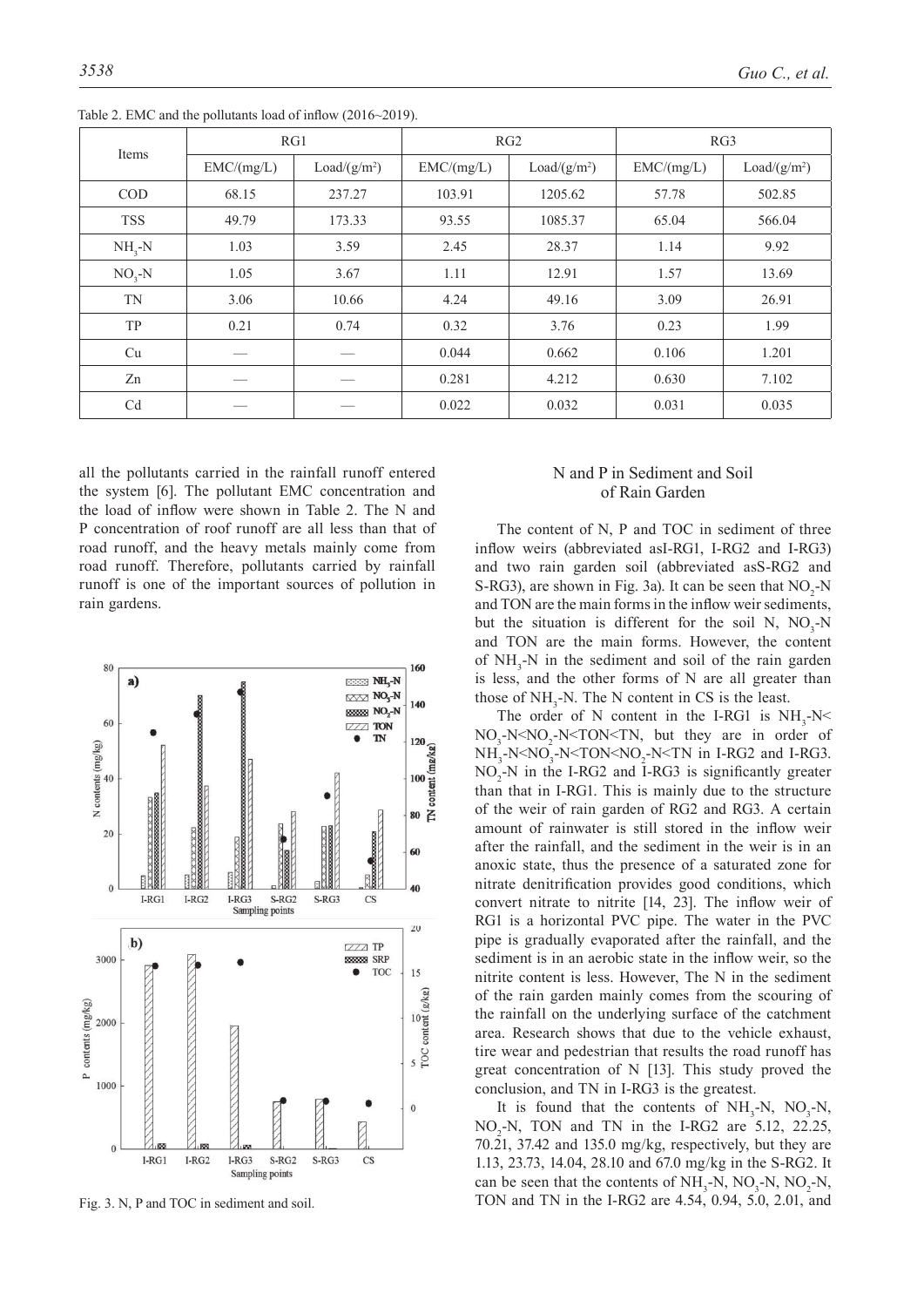Table 2. EMC and the pollutants load of inflow (2016~2019).

| Items | RG1 | | RG2 | | RG3 | |
|---|---|---|---|---|---|---|
| | EMC/(mg/L) | Load/(g/m²) | EMC/(mg/L) | Load/(g/m²) | EMC/(mg/L) | Load/(g/m²) |
| COD | 68.15 | 237.27 | 103.91 | 1205.62 | 57.78 | 502.85 |
| TSS | 49.79 | 173.33 | 93.55 | 1085.37 | 65.04 | 566.04 |
| $NH_3$-N | 1.03 | 3.59 | 2.45 | 28.37 | 1.14 | 9.92 |
| $NO_3$-N | 1.05 | 3.67 | 1.11 | 12.91 | 1.57 | 13.69 |
| TN | 3.06 | 10.66 | 4.24 | 49.16 | 3.09 | 26.91 |
| TP | 0.21 | 0.74 | 0.32 | 3.76 | 0.23 | 1.99 |
| Cu | — | — | 0.044 | 0.662 | 0.106 | 1.201 |
| Zn | — | — | 0.281 | 4.212 | 0.630 | 7.102 |
| Cd | — | — | 0.022 | 0.032 | 0.031 | 0.035 |

all the pollutants carried in the rainfall runoff entered the system [6]. The pollutant EMC concentration and the load of inflow were shown in Table 2. The N and P concentration of roof runoff are all less than that of road runoff, and the heavy metals mainly come from road runoff. Therefore, pollutants carried by rainfall runoff is one of the important sources of pollution in rain gardens.

Fig. 3. N, P and TOC in sediment and soil.

## N and P in Sediment and Soil of Rain Garden

The content of N, P and TOC in sediment of three inflow weirs (abbreviated asI-RG1, I-RG2 and I-RG3) and two rain garden soil (abbreviated asS-RG2 and S-RG3), are shown in Fig. 3a). It can be seen that $NO_2$-N and TON are the main forms in the inflow weir sediments, but the situation is different for the soil N, $NO_3$-N and TON are the main forms. However, the content of $NH_3$-N in the sediment and soil of the rain garden is less, and the other forms of N are all greater than those of $NH_3$-N. The N content in CS is the least.

The order of N content in the I-RG1 is $NH_3$-N< $NO_3$-N<$NO_2$-N<TON<TN, but they are in order of $NH_3$-N<$NO_3$-N<TON<$NO_2$-N<TN in I-RG2 and I-RG3. $NO_2$-N in the I-RG2 and I-RG3 is significantly greater than that in I-RG1. This is mainly due to the structure of the weir of rain garden of RG2 and RG3. A certain amount of rainwater is still stored in the inflow weir after the rainfall, and the sediment in the weir is in an anoxic state, thus the presence of a saturated zone for nitrate denitrification provides good conditions, which convert nitrate to nitrite [14, 23]. The inflow weir of RG1 is a horizontal PVC pipe. The water in the PVC pipe is gradually evaporated after the rainfall, and the sediment is in an aerobic state in the inflow weir, so the nitrite content is less. However, The N in the sediment of the rain garden mainly comes from the scouring of the rainfall on the underlying surface of the catchment area. Research shows that due to the vehicle exhaust, tire wear and pedestrian that results the road runoff has great concentration of N [13]. This study proved the conclusion, and TN in I-RG3 is the greatest.

It is found that the contents of $NH_3$-N, $NO_3$-N, $NO_2$-N, TON and TN in the I-RG2 are 5.12, 22.25, 70.21, 37.42 and 135.0 mg/kg, respectively, but they are 1.13, 23.73, 14.04, 28.10 and 67.0 mg/kg in the S-RG2. It can be seen that the contents of $NH_3$-N, $NO_3$-N, $NO_2$-N, TON and TN in the I-RG2 are 4.54, 0.94, 5.0, 2.01, and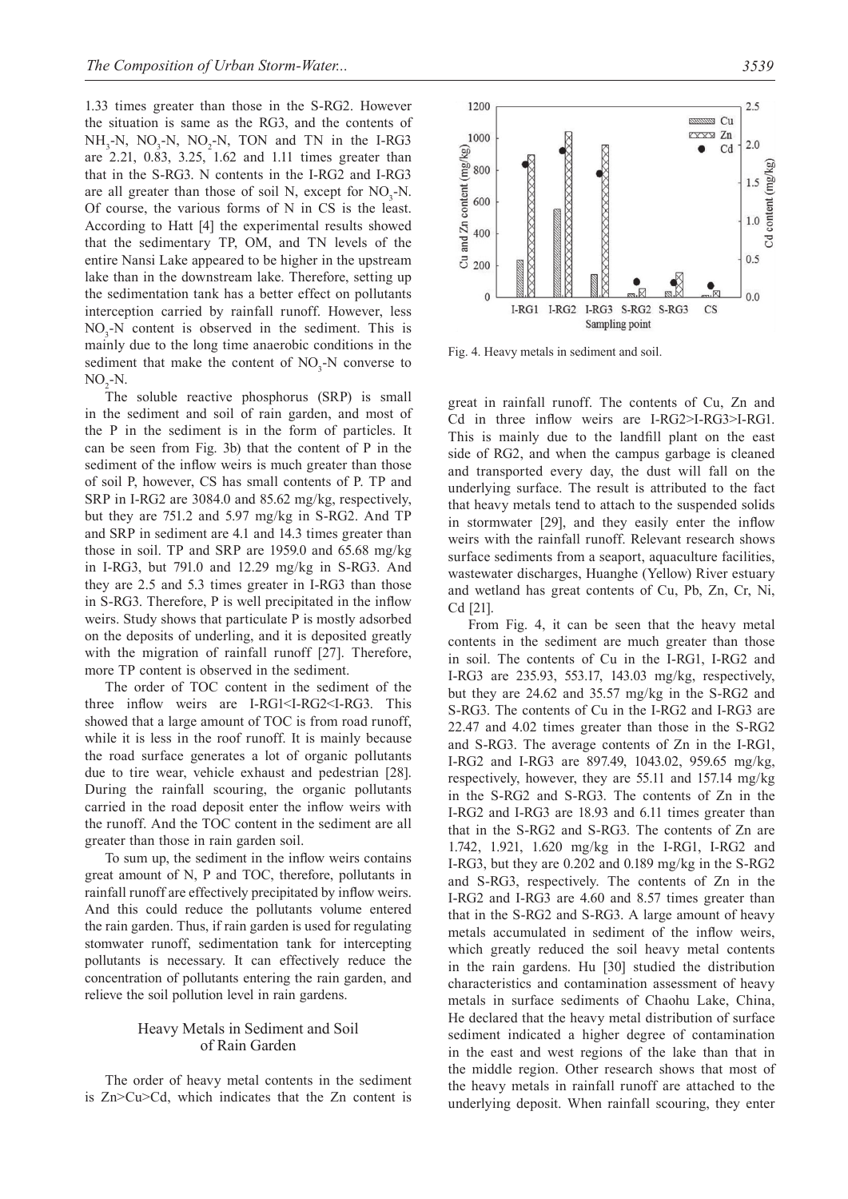1.33 times greater than those in the S-RG2. However the situation is same as the RG3, and the contents of $NH_3$-N, $NO_3$-N, $NO_2$-N, TON and TN in the I-RG3 are 2.21, 0.83, 3.25, 1.62 and 1.11 times greater than that in the S-RG3. N contents in the I-RG2 and I-RG3 are all greater than those of soil N, except for $NO_3$-N. Of course, the various forms of N in CS is the least. According to Hatt [4] the experimental results showed that the sedimentary TP, OM, and TN levels of the entire Nansi Lake appeared to be higher in the upstream lake than in the downstream lake. Therefore, setting up the sedimentation tank has a better effect on pollutants interception carried by rainfall runoff. However, less $NO_3$-N content is observed in the sediment. This is mainly due to the long time anaerobic conditions in the sediment that make the content of $NO_3$-N converse to $NO_2$-N.

The soluble reactive phosphorus (SRP) is small in the sediment and soil of rain garden, and most of the P in the sediment is in the form of particles. It can be seen from Fig. 3b) that the content of P in the sediment of the inflow weirs is much greater than those of soil P, however, CS has small contents of P. TP and SRP in I-RG2 are 3084.0 and 85.62 mg/kg, respectively, but they are 751.2 and 5.97 mg/kg in S-RG2. And TP and SRP in sediment are 4.1 and 14.3 times greater than those in soil. TP and SRP are 1959.0 and 65.68 mg/kg in I-RG3, but 791.0 and 12.29 mg/kg in S-RG3. And they are 2.5 and 5.3 times greater in I-RG3 than those in S-RG3. Therefore, P is well precipitated in the inflow weirs. Study shows that particulate P is mostly adsorbed on the deposits of underling, and it is deposited greatly with the migration of rainfall runoff [27]. Therefore, more TP content is observed in the sediment.

The order of TOC content in the sediment of the three inflow weirs are I-RG1<I-RG2<I-RG3. This showed that a large amount of TOC is from road runoff, while it is less in the roof runoff. It is mainly because the road surface generates a lot of organic pollutants due to tire wear, vehicle exhaust and pedestrian [28]. During the rainfall scouring, the organic pollutants carried in the road deposit enter the inflow weirs with the runoff. And the TOC content in the sediment are all greater than those in rain garden soil.

To sum up, the sediment in the inflow weirs contains great amount of N, P and TOC, therefore, pollutants in rainfall runoff are effectively precipitated by inflow weirs. And this could reduce the pollutants volume entered the rain garden. Thus, if rain garden is used for regulating stowmater runoff, sedimentation tank for intercepting pollutants is necessary. It can effectively reduce the concentration of pollutants entering the rain garden, and relieve the soil pollution level in rain gardens.

## Heavy Metals in Sediment and Soil of Rain Garden

The order of heavy metal contents in the sediment is Zn>Cu>Cd, which indicates that the Zn content is great in rainfall runoff. The contents of Cu, Zn and Cd in three inflow weirs are I-RG2>I-RG3>I-RG1. This is mainly due to the landfill plant on the east side of RG2, and when the campus garbage is cleaned and transported every day, the dust will fall on the underlying surface. The result is attributed to the fact that heavy metals tend to attach to the suspended solids in stormwater [29], and they easily enter the inflow weirs with the rainfall runoff. Relevant research shows surface sediments from a seaport, aquaculture facilities, wastewater discharges, Huanghe (Yellow) River estuary and wetland has great contents of Cu, Pb, Zn, Cr, Ni, Cd [21].

Fig. 4. Heavy metals in sediment and soil.

From Fig. 4, it can be seen that the heavy metal contents in the sediment are much greater than those in soil. The contents of Cu in the I-RG1, I-RG2 and I-RG3 are 235.93, 553.17, 143.03 mg/kg, respectively, but they are 24.62 and 35.57 mg/kg in the S-RG2 and S-RG3. The contents of Cu in the I-RG2 and I-RG3 are 22.47 and 4.02 times greater than those in the S-RG2 and S-RG3. The average contents of Zn in the I-RG1, I-RG2 and I-RG3 are 897.49, 1043.02, 959.65 mg/kg, respectively, however, they are 55.11 and 157.14 mg/kg in the S-RG2 and S-RG3. The contents of Zn in the I-RG2 and I-RG3 are 18.93 and 6.11 times greater than that in the S-RG2 and S-RG3. The contents of Zn are 1.742, 1.921, 1.620 mg/kg in the I-RG1, I-RG2 and I-RG3, but they are 0.202 and 0.189 mg/kg in the S-RG2 and S-RG3, respectively. The contents of Zn in the I-RG2 and I-RG3 are 4.60 and 8.57 times greater than that in the S-RG2 and S-RG3. A large amount of heavy metals accumulated in sediment of the inflow weirs, which greatly reduced the soil heavy metal contents in the rain gardens. Hu [30] studied the distribution characteristics and contamination assessment of heavy metals in surface sediments of Chaohu Lake, China, He declared that the heavy metal distribution of surface sediment indicated a higher degree of contamination in the east and west regions of the lake than that in the middle region. Other research shows that most of the heavy metals in rainfall runoff are attached to the underlying deposit. When rainfall scouring, they enter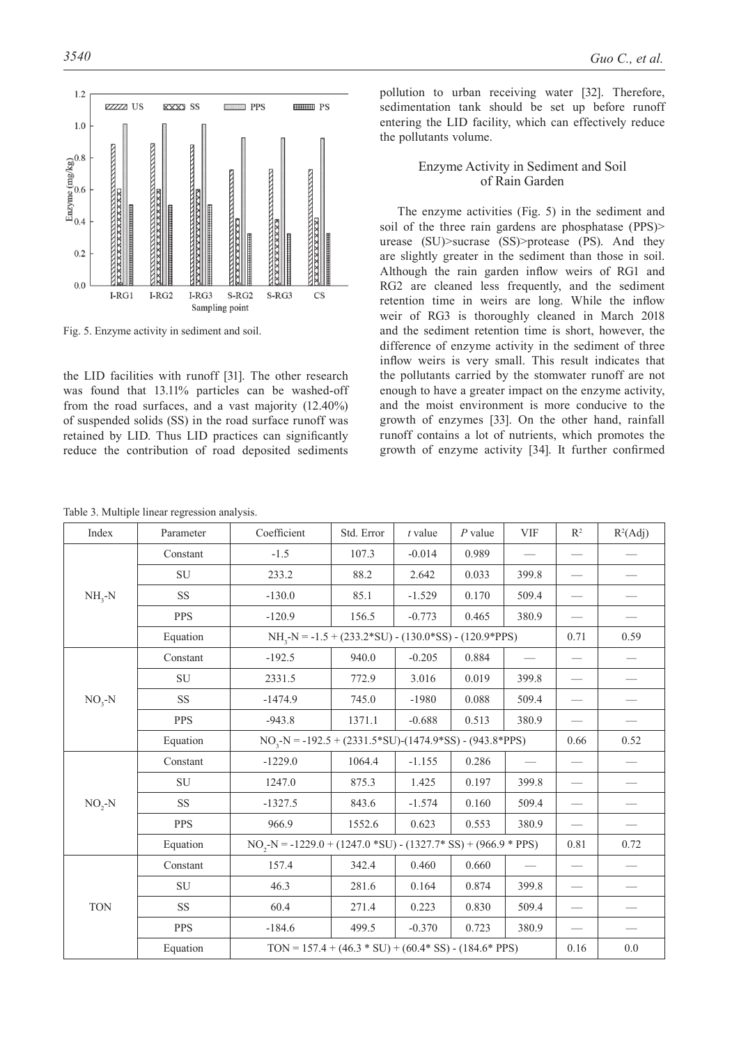Fig. 5. Enzyme activity in sediment and soil.

the LID facilities with runoff [31]. The other research was found that 13.11% particles can be washed-off from the road surfaces, and a vast majority (12.40%) of suspended solids (SS) in the road surface runoff was retained by LID. Thus LID practices can significantly reduce the contribution of road deposited sediments pollution to urban receiving water [32]. Therefore, sedimentation tank should be set up before runoff entering the LID facility, which can effectively reduce the pollutants volume.

## Enzyme Activity in Sediment and Soil of Rain Garden

The enzyme activities (Fig. 5) in the sediment and soil of the three rain gardens are phosphatase (PPS)> urease (SU)>sucrase (SS)>protease (PS). And they are slightly greater in the sediment than those in soil. Although the rain garden inflow weirs of RG1 and RG2 are cleaned less frequently, and the sediment retention time in weirs are long. While the inflow weir of RG3 is thoroughly cleaned in March 2018 and the sediment retention time is short, however, the difference of enzyme activity in the sediment of three inflow weirs is very small. This result indicates that the pollutants carried by the stomwater runoff are not enough to have a greater impact on the enzyme activity, and the moist environment is more conducive to the growth of enzymes [33]. On the other hand, rainfall runoff contains a lot of nutrients, which promotes the growth of enzyme activity [34]. It further confirmed

Table 3. Multiple linear regression analysis.

| Index | Parameter | Coefficient | Std. Error | *t* value | *P* value | VIF | $R^2$ | $R^2$(Adj) |
|---|---|---|---|---|---|---|---|---|
| $NH_3$-N | Constant | -1.5 | 107.3 | -0.014 | 0.989 | — | — | — |
| | SU | 233.2 | 88.2 | 2.642 | 0.033 | 399.8 | — | — |
| | SS | -130.0 | 85.1 | -1.529 | 0.170 | 509.4 | — | — |
| | PPS | -120.9 | 156.5 | -0.773 | 0.465 | 380.9 | — | — |
| | Equation | $NH_3$-N = -1.5 + (233.2*SU) - (130.0*SS) - (120.9*PPS) | | | | | 0.71 | 0.59 |
| $NO_3$-N | Constant | -192.5 | 940.0 | -0.205 | 0.884 | — | — | — |
| | SU | 2331.5 | 772.9 | 3.016 | 0.019 | 399.8 | — | — |
| | SS | -1474.9 | 745.0 | -1980 | 0.088 | 509.4 | — | — |
| | PPS | -943.8 | 1371.1 | -0.688 | 0.513 | 380.9 | — | — |
| | Equation | $NO_3$-N = -192.5 + (2331.5*SU)-(1474.9*SS) - (943.8*PPS) | | | | | 0.66 | 0.52 |
| $NO_2$-N | Constant | -1229.0 | 1064.4 | -1.155 | 0.286 | — | — | — |
| | SU | 1247.0 | 875.3 | 1.425 | 0.197 | 399.8 | — | — |
| | SS | -1327.5 | 843.6 | -1.574 | 0.160 | 509.4 | — | — |
| | PPS | 966.9 | 1552.6 | 0.623 | 0.553 | 380.9 | — | — |
| | Equation | $NO_2$-N = -1229.0 + (1247.0 *SU) - (1327.7* SS) + (966.9 * PPS) | | | | | 0.81 | 0.72 |
| TON | Constant | 157.4 | 342.4 | 0.460 | 0.660 | — | — | — |
| | SU | 46.3 | 281.6 | 0.164 | 0.874 | 399.8 | — | — |
| | SS | 60.4 | 271.4 | 0.223 | 0.830 | 509.4 | — | — |
| | PPS | -184.6 | 499.5 | -0.370 | 0.723 | 380.9 | — | — |
| | Equation | TON = 157.4 + (46.3 * SU) + (60.4* SS) - (184.6* PPS) | | | | | 0.16 | 0.0 |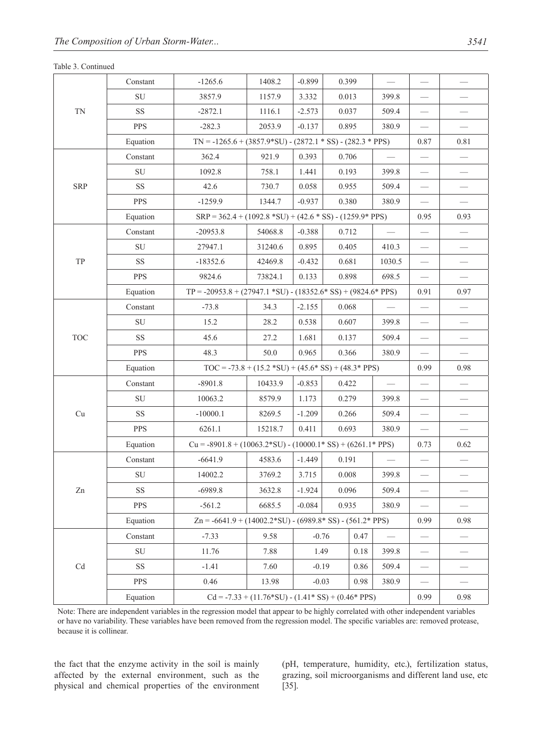Table 3. Continued

| | | | | | | | | |
|---|---|---|---|---|---|---|---|---|
| TN | Constant | -1265.6 | 1408.2 | -0.899 | 0.399 | — | — | — |
| | SU | 3857.9 | 1157.9 | 3.332 | 0.013 | 399.8 | — | — |
| | SS | -2872.1 | 1116.1 | -2.573 | 0.037 | 509.4 | — | — |
| | PPS | -282.3 | 2053.9 | -0.137 | 0.895 | 380.9 | — | — |
| | Equation | TN = -1265.6 + (3857.9*SU) - (2872.1 * SS) - (282.3 * PPS) | | | | | 0.87 | 0.81 |
| SRP | Constant | 362.4 | 921.9 | 0.393 | 0.706 | — | — | — |
| | SU | 1092.8 | 758.1 | 1.441 | 0.193 | 399.8 | — | — |
| | SS | 42.6 | 730.7 | 0.058 | 0.955 | 509.4 | — | — |
| | PPS | -1259.9 | 1344.7 | -0.937 | 0.380 | 380.9 | — | — |
| | Equation | SRP = 362.4 + (1092.8 *SU) + (42.6 * SS) - (1259.9* PPS) | | | | | 0.95 | 0.93 |
| TP | Constant | -20953.8 | 54068.8 | -0.388 | 0.712 | — | — | — |
| | SU | 27947.1 | 31240.6 | 0.895 | 0.405 | 410.3 | — | — |
| | SS | -18352.6 | 42469.8 | -0.432 | 0.681 | 1030.5 | — | — |
| | PPS | 9824.6 | 73824.1 | 0.133 | 0.898 | 698.5 | — | — |
| | Equation | TP = -20953.8 + (27947.1 *SU) - (18352.6* SS) + (9824.6* PPS) | | | | | 0.91 | 0.97 |
| TOC | Constant | -73.8 | 34.3 | -2.155 | 0.068 | — | — | — |
| | SU | 15.2 | 28.2 | 0.538 | 0.607 | 399.8 | — | — |
| | SS | 45.6 | 27.2 | 1.681 | 0.137 | 509.4 | — | — |
| | PPS | 48.3 | 50.0 | 0.965 | 0.366 | 380.9 | — | — |
| | Equation | TOC = -73.8 + (15.2 *SU) + (45.6* SS) + (48.3* PPS) | | | | | 0.99 | 0.98 |
| Cu | Constant | -8901.8 | 10433.9 | -0.853 | 0.422 | — | — | — |
| | SU | 10063.2 | 8579.9 | 1.173 | 0.279 | 399.8 | — | — |
| | SS | -10000.1 | 8269.5 | -1.209 | 0.266 | 509.4 | — | — |
| | PPS | 6261.1 | 15218.7 | 0.411 | 0.693 | 380.9 | — | — |
| | Equation | Cu = -8901.8 + (10063.2*SU) - (10000.1* SS) + (6261.1* PPS) | | | | | 0.73 | 0.62 |
| Zn | Constant | -6641.9 | 4583.6 | -1.449 | 0.191 | — | — | — |
| | SU | 14002.2 | 3769.2 | 3.715 | 0.008 | 399.8 | — | — |
| | SS | -6989.8 | 3632.8 | -1.924 | 0.096 | 509.4 | — | — |
| | PPS | -561.2 | 6685.5 | -0.084 | 0.935 | 380.9 | — | — |
| | Equation | Zn = -6641.9 + (14002.2*SU) - (6989.8* SS) - (561.2* PPS) | | | | | 0.99 | 0.98 |
| Cd | Constant | -7.33 | 9.58 | -0.76 | 0.47 | — | — | — |
| | SU | 11.76 | 7.88 | 1.49 | 0.18 | 399.8 | — | — |
| | SS | -1.41 | 7.60 | -0.19 | 0.86 | 509.4 | — | — |
| | PPS | 0.46 | 13.98 | -0.03 | 0.98 | 380.9 | — | — |
| | Equation | Cd = -7.33 + (11.76*SU) - (1.41* SS) + (0.46* PPS) | | | | | 0.99 | 0.98 |

Note: There are independent variables in the regression model that appear to be highly correlated with other independent variables or have no variability. These variables have been removed from the regression model. The specific variables are: removed protease, because it is collinear.

the fact that the enzyme activity in the soil is mainly affected by the external environment, such as the physical and chemical properties of the environment (pH, temperature, humidity, etc.), fertilization status, grazing, soil microorganisms and different land use, etc [35].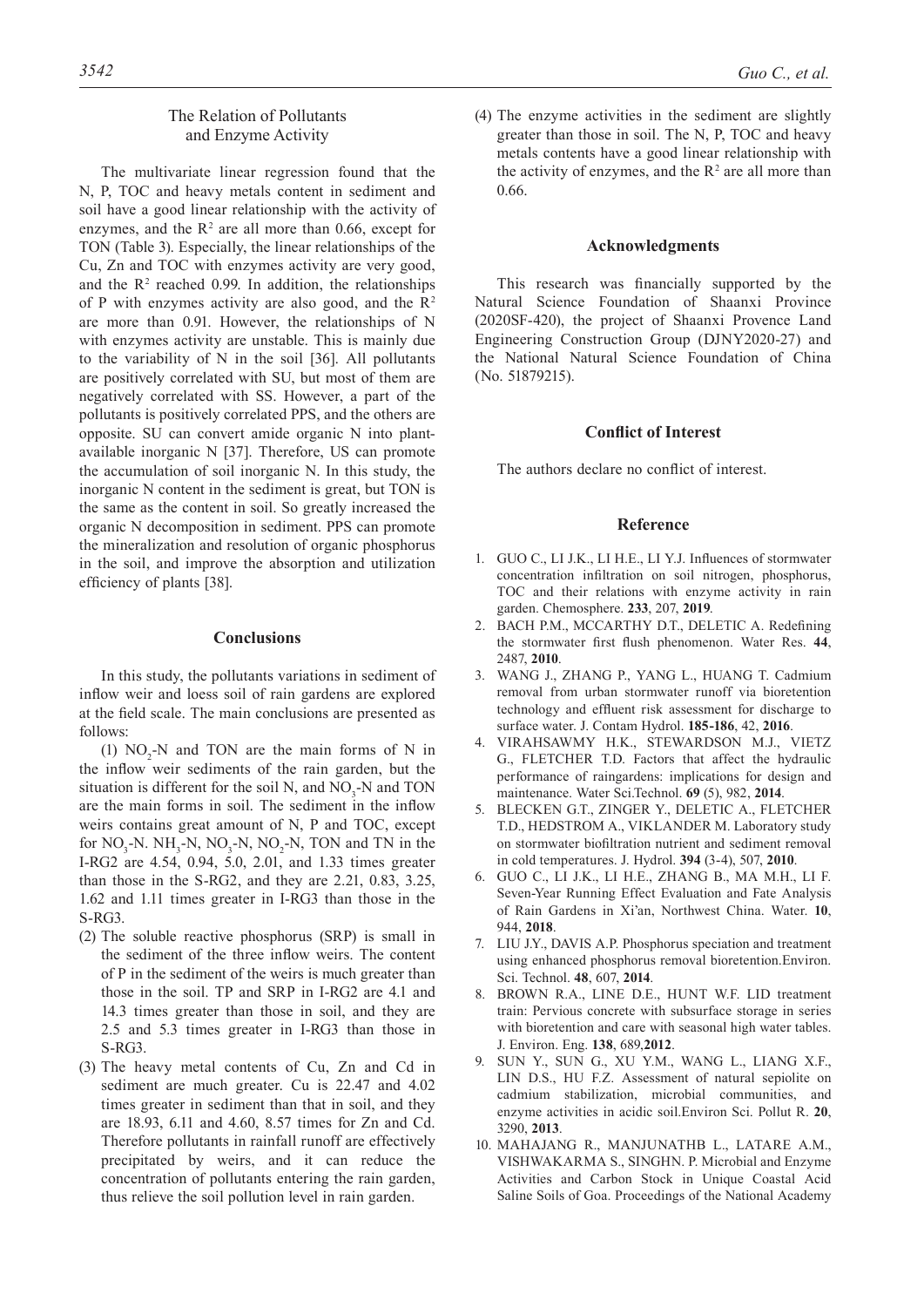## The Relation of Pollutants and Enzyme Activity

The multivariate linear regression found that the N, P, TOC and heavy metals content in sediment and soil have a good linear relationship with the activity of enzymes, and the $R^2$ are all more than 0.66, except for TON (Table 3). Especially, the linear relationships of the Cu, Zn and TOC with enzymes activity are very good, and the $R^2$ reached 0.99. In addition, the relationships of P with enzymes activity are also good, and the $R^2$ are more than 0.91. However, the relationships of N with enzymes activity are unstable. This is mainly due to the variability of N in the soil [36]. All pollutants are positively correlated with SU, but most of them are negatively correlated with SS. However, a part of the pollutants is positively correlated PPS, and the others are opposite. SU can convert amide organic N into plant-available inorganic N [37]. Therefore, US can promote the accumulation of soil inorganic N. In this study, the inorganic N content in the sediment is great, but TON is the same as the content in soil. So greatly increased the organic N decomposition in sediment. PPS can promote the mineralization and resolution of organic phosphorus in the soil, and improve the absorption and utilization efficiency of plants [38].

## Conclusions

In this study, the pollutants variations in sediment of inflow weir and loess soil of rain gardens are explored at the field scale. The main conclusions are presented as follows:

(1) $NO_2$-N and TON are the main forms of N in the inflow weir sediments of the rain garden, but the situation is different for the soil N, and $NO_3$-N and TON are the main forms in soil. The sediment in the inflow weirs contains great amount of N, P and TOC, except for $NO_3$-N. $NH_3$-N, $NO_3$-N, $NO_2$-N, TON and TN in the I-RG2 are 4.54, 0.94, 5.0, 2.01, and 1.33 times greater than those in the S-RG2, and they are 2.21, 0.83, 3.25, 1.62 and 1.11 times greater in I-RG3 than those in the S-RG3.

(2) The soluble reactive phosphorus (SRP) is small in the sediment of the three inflow weirs. The content of P in the sediment of the weirs is much greater than those in the soil. TP and SRP in I-RG2 are 4.1 and 14.3 times greater than those in soil, and they are 2.5 and 5.3 times greater in I-RG3 than those in S-RG3.

(3) The heavy metal contents of Cu, Zn and Cd in sediment are much greater. Cu is 22.47 and 4.02 times greater in sediment than that in soil, and they are 18.93, 6.11 and 4.60, 8.57 times for Zn and Cd. Therefore pollutants in rainfall runoff are effectively precipitated by weirs, and it can reduce the concentration of pollutants entering the rain garden, thus relieve the soil pollution level in rain garden.

(4) The enzyme activities in the sediment are slightly greater than those in soil. The N, P, TOC and heavy metals contents have a good linear relationship with the activity of enzymes, and the $R^2$ are all more than 0.66.

## Acknowledgments

This research was financially supported by the Natural Science Foundation of Shaanxi Province (2020SF-420), the project of Shaanxi Provence Land Engineering Construction Group (DJNY2020-27) and the National Natural Science Foundation of China (No. 51879215).

## Conflict of Interest

The authors declare no conflict of interest.

## Reference

1. GUO C., LI J.K., LI H.E., LI Y.J. Influences of stormwater concentration infiltration on soil nitrogen, phosphorus, TOC and their relations with enzyme activity in rain garden. Chemosphere. **233**, 207, **2019**.
2. BACH P.M., MCCARTHY D.T., DELETIC A. Redefining the stormwater first flush phenomenon. Water Res. **44**, 2487, **2010**.
3. WANG J., ZHANG P., YANG L., HUANG T. Cadmium removal from urban stormwater runoff via bioretention technology and effluent risk assessment for discharge to surface water. J. Contam Hydrol. **185-186**, 42, **2016**.
4. VIRAHSAWMY H.K., STEWARDSON M.J., VIETZ G., FLETCHER T.D. Factors that affect the hydraulic performance of raingardens: implications for design and maintenance. Water Sci.Technol. **69** (5), 982, **2014**.
5. BLECKEN G.T., ZINGER Y., DELETIC A., FLETCHER T.D., HEDSTROM A., VIKLANDER M. Laboratory study on stormwater biofiltration nutrient and sediment removal in cold temperatures. J. Hydrol. **394** (3-4), 507, **2010**.
6. GUO C., LI J.K., LI H.E., ZHANG B., MA M.H., LI F. Seven-Year Running Effect Evaluation and Fate Analysis of Rain Gardens in Xi'an, Northwest China. Water. **10**, 944, **2018**.
7. LIU J.Y., DAVIS A.P. Phosphorus speciation and treatment using enhanced phosphorus removal bioretention.Environ. Sci. Technol. **48**, 607, **2014**.
8. BROWN R.A., LINE D.E., HUNT W.F. LID treatment train: Pervious concrete with subsurface storage in series with bioretention and care with seasonal high water tables. J. Environ. Eng. **138**, 689,**2012**.
9. SUN Y., SUN G., XU Y.M., WANG L., LIANG X.F., LIN D.S., HU F.Z. Assessment of natural sepiolite on cadmium stabilization, microbial communities, and enzyme activities in acidic soil.Environ Sci. Pollut R. **20**, 3290, **2013**.
10. MAHAJANG R., MANJUNATHB L., LATARE A.M., VISHWAKARMA S., SINGHN. P. Microbial and Enzyme Activities and Carbon Stock in Unique Coastal Acid Saline Soils of Goa. Proceedings of the National Academy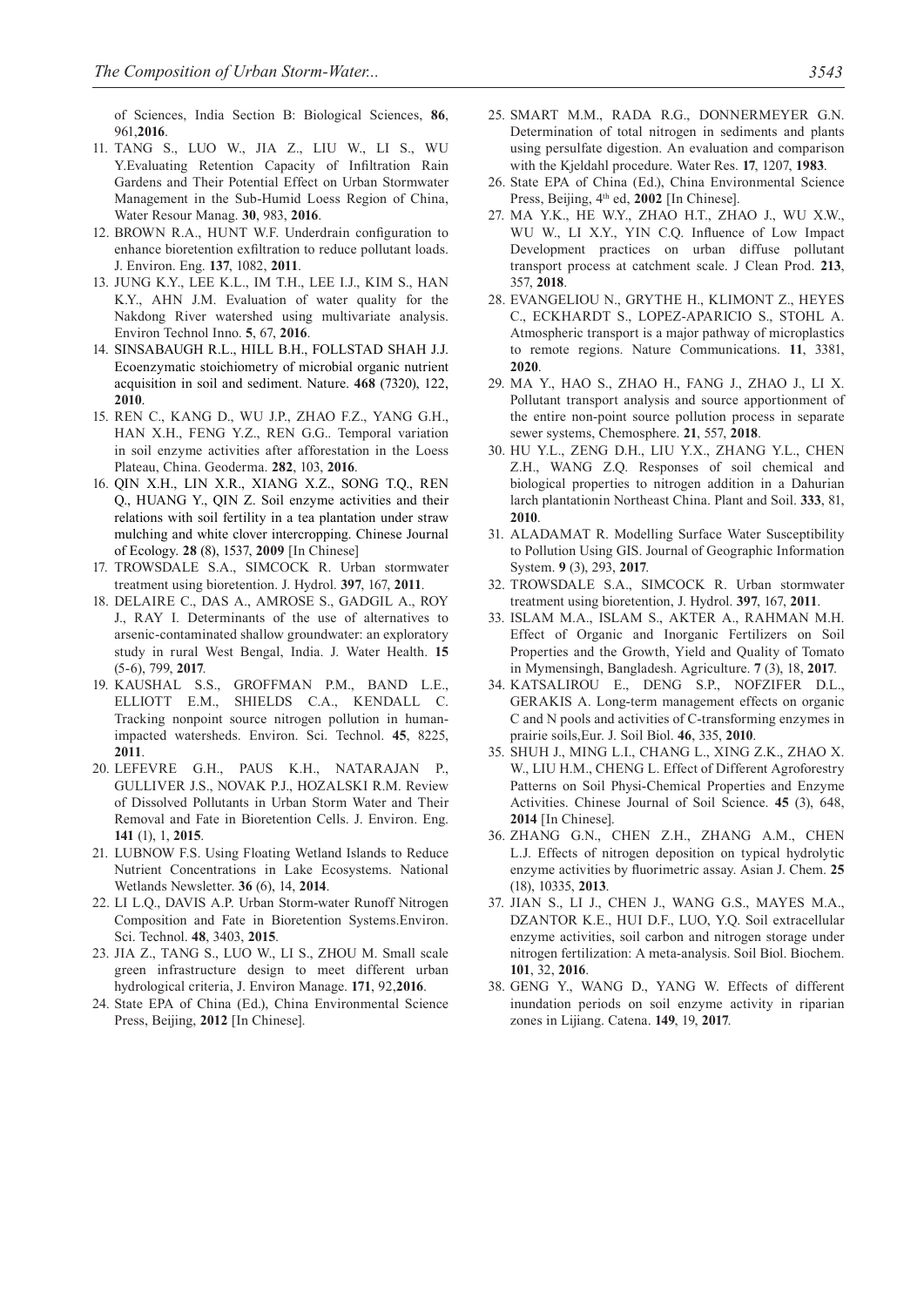of Sciences, India Section B: Biological Sciences, **86**, 961,**2016**.

11. TANG S., LUO W., JIA Z., LIU W., LI S., WU Y.Evaluating Retention Capacity of Infiltration Rain Gardens and Their Potential Effect on Urban Stormwater Management in the Sub-Humid Loess Region of China, Water Resour Manag. **30**, 983, **2016**.
12. BROWN R.A., HUNT W.F. Underdrain configuration to enhance bioretention exfiltration to reduce pollutant loads. J. Environ. Eng. **137**, 1082, **2011**.
13. JUNG K.Y., LEE K.L., IM T.H., LEE I.J., KIM S., HAN K.Y., AHN J.M. Evaluation of water quality for the Nakdong River watershed using multivariate analysis. Environ Technol Inno. **5**, 67, **2016**.
14. SINSABAUGH R.L., HILL B.H., FOLLSTAD SHAH J.J. Ecoenzymatic stoichiometry of microbial organic nutrient acquisition in soil and sediment. Nature. **468** (7320), 122, **2010**.
15. REN C., KANG D., WU J.P., ZHAO F.Z., YANG G.H., HAN X.H., FENG Y.Z., REN G.G.. Temporal variation in soil enzyme activities after afforestation in the Loess Plateau, China. Geoderma. **282**, 103, **2016**.
16. QIN X.H., LIN X.R., XIANG X.Z., SONG T.Q., REN Q., HUANG Y., QIN Z. Soil enzyme activities and their relations with soil fertility in a tea plantation under straw mulching and white clover intercropping. Chinese Journal of Ecology. **28** (8), 1537, **2009** [In Chinese]
17. TROWSDALE S.A., SIMCOCK R. Urban stormwater treatment using bioretention. J. Hydrol. **397**, 167, **2011**.
18. DELAIRE C., DAS A., AMROSE S., GADGIL A., ROY J., RAY I. Determinants of the use of alternatives to arsenic-contaminated shallow groundwater: an exploratory study in rural West Bengal, India. J. Water Health. **15** (5-6), 799, **2017**.
19. KAUSHAL S.S., GROFFMAN P.M., BAND L.E., ELLIOTT E.M., SHIELDS C.A., KENDALL C. Tracking nonpoint source nitrogen pollution in human-impacted watersheds. Environ. Sci. Technol. **45**, 8225, **2011**.
20. LEFEVRE G.H., PAUS K.H., NATARAJAN P., GULLIVER J.S., NOVAK P.J., HOZALSKI R.M. Review of Dissolved Pollutants in Urban Storm Water and Their Removal and Fate in Bioretention Cells. J. Environ. Eng. **141** (1), 1, **2015**.
21. LUBNOW F.S. Using Floating Wetland Islands to Reduce Nutrient Concentrations in Lake Ecosystems. National Wetlands Newsletter. **36** (6), 14, **2014**.
22. LI L.Q., DAVIS A.P. Urban Storm-water Runoff Nitrogen Composition and Fate in Bioretention Systems.Environ. Sci. Technol. **48**, 3403, **2015**.
23. JIA Z., TANG S., LUO W., LI S., ZHOU M. Small scale green infrastructure design to meet different urban hydrological criteria, J. Environ Manage. **171**, 92,**2016**.
24. State EPA of China (Ed.), China Environmental Science Press, Beijing, **2012** [In Chinese].
25. SMART M.M., RADA R.G., DONNERMEYER G.N. Determination of total nitrogen in sediments and plants using persulfate digestion. An evaluation and comparison with the Kjeldahl procedure. Water Res. **17**, 1207, **1983**.
26. State EPA of China (Ed.), China Environmental Science Press, Beijing, 4th ed, **2002** [In Chinese].
27. MA Y.K., HE W.Y., ZHAO H.T., ZHAO J., WU X.W., WU W., LI X.Y., YIN C.Q. Influence of Low Impact Development practices on urban diffuse pollutant transport process at catchment scale. J Clean Prod. **213**, 357, **2018**.
28. EVANGELIOU N., GRYTHE H., KLIMONT Z., HEYES C., ECKHARDT S., LOPEZ-APARICIO S., STOHL A. Atmospheric transport is a major pathway of microplastics to remote regions. Nature Communications. **11**, 3381, **2020**.
29. MA Y., HAO S., ZHAO H., FANG J., ZHAO J., LI X. Pollutant transport analysis and source apportionment of the entire non-point source pollution process in separate sewer systems, Chemosphere. **21**, 557, **2018**.
30. HU Y.L., ZENG D.H., LIU Y.X., ZHANG Y.L., CHEN Z.H., WANG Z.Q. Responses of soil chemical and biological properties to nitrogen addition in a Dahurian larch plantationin Northeast China. Plant and Soil. **333**, 81, **2010**.
31. ALADAMAT R. Modelling Surface Water Susceptibility to Pollution Using GIS. Journal of Geographic Information System. **9** (3), 293, **2017**.
32. TROWSDALE S.A., SIMCOCK R. Urban stormwater treatment using bioretention, J. Hydrol. **397**, 167, **2011**.
33. ISLAM M.A., ISLAM S., AKTER A., RAHMAN M.H. Effect of Organic and Inorganic Fertilizers on Soil Properties and the Growth, Yield and Quality of Tomato in Mymensingh, Bangladesh. Agriculture. **7** (3), 18, **2017**.
34. KATSALIROU E., DENG S.P., NOFZIFER D.L., GERAKIS A. Long-term management effects on organic C and N pools and activities of C-transforming enzymes in prairie soils,Eur. J. Soil Biol. **46**, 335, **2010**.
35. SHUH J., MING L.I., CHANG L., XING Z.K., ZHAO X. W., LIU H.M., CHENG L. Effect of Different Agroforestry Patterns on Soil Physi-Chemical Properties and Enzyme Activities. Chinese Journal of Soil Science. **45** (3), 648, **2014** [In Chinese].
36. ZHANG G.N., CHEN Z.H., ZHANG A.M., CHEN L.J. Effects of nitrogen deposition on typical hydrolytic enzyme activities by fluorimetric assay. Asian J. Chem. **25** (18), 10335, **2013**.
37. JIAN S., LI J., CHEN J., WANG G.S., MAYES M.A., DZANTOR K.E., HUI D.F., LUO, Y.Q. Soil extracellular enzyme activities, soil carbon and nitrogen storage under nitrogen fertilization: A meta-analysis. Soil Biol. Biochem. **101**, 32, **2016**.
38. GENG Y., WANG D., YANG W. Effects of different inundation periods on soil enzyme activity in riparian zones in Lijiang. Catena. **149**, 19, **2017**.